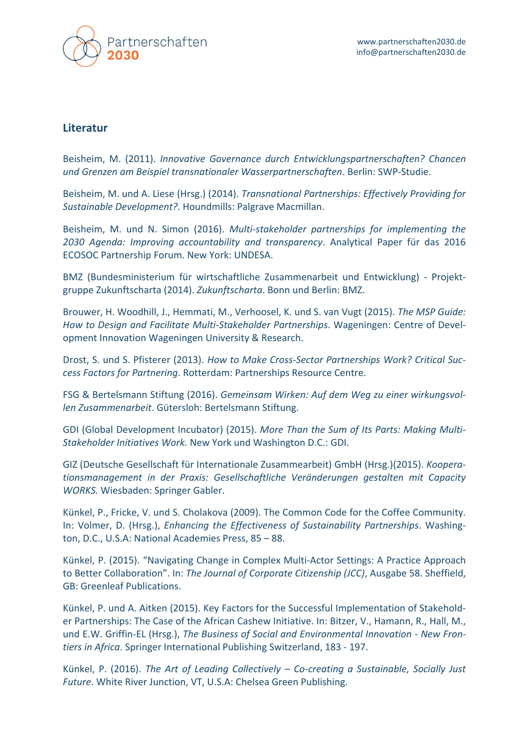## Literatur

Beisheim, M. (2011). *Innovative Governance durch Entwicklungspartnerschaften? Chancen und Grenzen am Beispiel transnationaler Wasserpartnerschaften*. Berlin: SWP-Studie.

Beisheim, M. und A. Liese (Hrsg.) (2014). *Transnational Partnerships: Effectively Providing for Sustainable Development?*. Houndmills: Palgrave Macmillan.

Beisheim, M. und N. Simon (2016). *Multi-stakeholder partnerships for implementing the 2030 Agenda: Improving accountability and transparency*. Analytical Paper für das 2016 ECOSOC Partnership Forum. New York: UNDESA.

BMZ (Bundesministerium für wirtschaftliche Zusammenarbeit und Entwicklung) - Projektgruppe Zukunftscharta (2014). *Zukunftscharta*. Bonn und Berlin: BMZ.

Brouwer, H. Woodhill, J., Hemmati, M., Verhoosel, K. und S. van Vugt (2015). *The MSP Guide: How to Design and Facilitate Multi-Stakeholder Partnerships*. Wageningen: Centre of Development Innovation Wageningen University & Research.

Drost, S. und S. Pfisterer (2013). *How to Make Cross-Sector Partnerships Work? Critical Success Factors for Partnering*. Rotterdam: Partnerships Resource Centre.

FSG & Bertelsmann Stiftung (2016). *Gemeinsam Wirken: Auf dem Weg zu einer wirkungsvollen Zusammenarbeit*. Gütersloh: Bertelsmann Stiftung.

GDI (Global Development Incubator) (2015). *More Than the Sum of Its Parts: Making Multi-Stakeholder Initiatives Work.* New York und Washington D.C.: GDI.

GIZ (Deutsche Gesellschaft für Internationale Zusammearbeit) GmbH (Hrsg.)(2015). *Kooperationsmanagement in der Praxis: Gesellschaftliche Veränderungen gestalten mit Capacity WORKS.* Wiesbaden: Springer Gabler.

Künkel, P., Fricke, V. und S. Cholakova (2009). The Common Code for the Coffee Community. In: Volmer, D. (Hrsg.), *Enhancing the Effectiveness of Sustainability Partnerships*. Washington, D.C., U.S.A: National Academies Press, 85 – 88.

Künkel, P. (2015). “Navigating Change in Complex Multi-Actor Settings: A Practice Approach to Better Collaboration”. In: *The Journal of Corporate Citizenship (JCC)*, Ausgabe 58. Sheffield, GB: Greenleaf Publications.

Künkel, P. und A. Aitken (2015). Key Factors for the Successful Implementation of Stakeholder Partnerships: The Case of the African Cashew Initiative. In: Bitzer, V., Hamann, R., Hall, M., und E.W. Griffin-EL (Hrsg.), *The Business of Social and Environmental Innovation - New Frontiers in Africa*. Springer International Publishing Switzerland, 183 - 197.

Künkel, P. (2016). *The Art of Leading Collectively – Co-creating a Sustainable, Socially Just Future*. White River Junction, VT, U.S.A: Chelsea Green Publishing.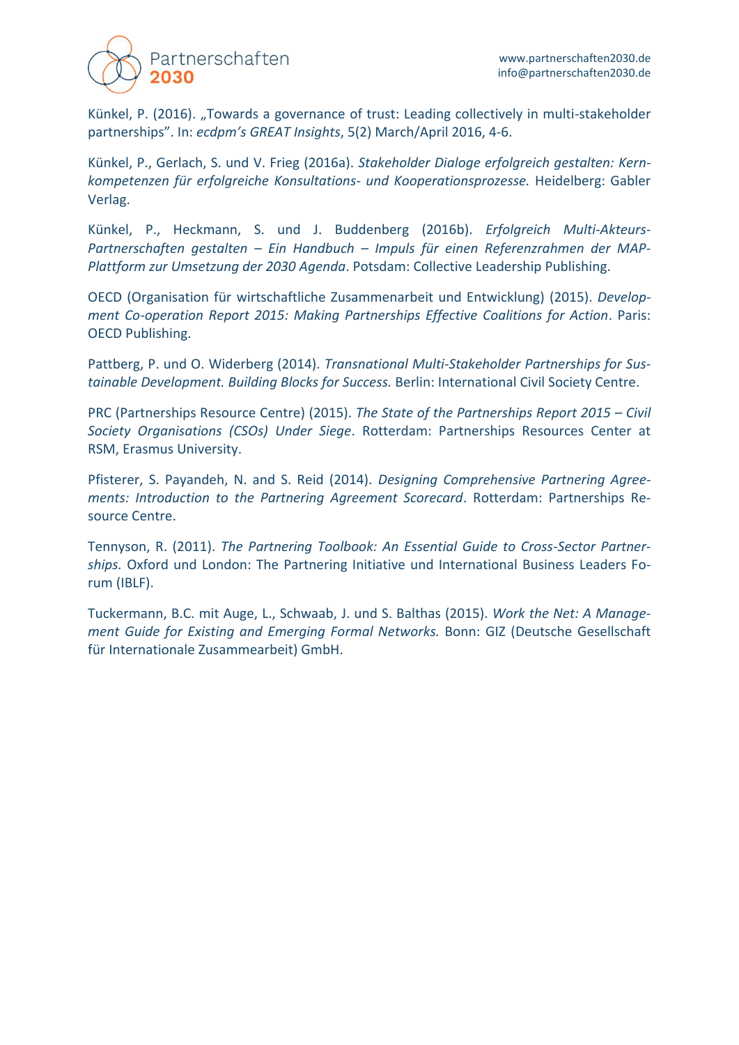Künkel, P. (2016). „Towards a governance of trust: Leading collectively in multi-stakeholder partnerships". In: *ecdpm's GREAT Insights*, 5(2) March/April 2016, 4-6.

Künkel, P., Gerlach, S. und V. Frieg (2016a). *Stakeholder Dialoge erfolgreich gestalten: Kernkompetenzen für erfolgreiche Konsultations- und Kooperationsprozesse.* Heidelberg: Gabler Verlag.

Künkel, P., Heckmann, S. und J. Buddenberg (2016b). *Erfolgreich Multi-Akteurs-Partnerschaften gestalten – Ein Handbuch – Impuls für einen Referenzrahmen der MAP-Plattform zur Umsetzung der 2030 Agenda*. Potsdam: Collective Leadership Publishing.

OECD (Organisation für wirtschaftliche Zusammenarbeit und Entwicklung) (2015). *Development Co-operation Report 2015: Making Partnerships Effective Coalitions for Action*. Paris: OECD Publishing.

Pattberg, P. und O. Widerberg (2014). *Transnational Multi-Stakeholder Partnerships for Sustainable Development. Building Blocks for Success.* Berlin: International Civil Society Centre.

PRC (Partnerships Resource Centre) (2015). *The State of the Partnerships Report 2015 – Civil Society Organisations (CSOs) Under Siege*. Rotterdam: Partnerships Resources Center at RSM, Erasmus University.

Pfisterer, S. Payandeh, N. and S. Reid (2014). *Designing Comprehensive Partnering Agreements: Introduction to the Partnering Agreement Scorecard*. Rotterdam: Partnerships Resource Centre.

Tennyson, R. (2011). *The Partnering Toolbook: An Essential Guide to Cross-Sector Partnerships.* Oxford und London: The Partnering Initiative und International Business Leaders Forum (IBLF).

Tuckermann, B.C. mit Auge, L., Schwaab, J. und S. Balthas (2015). *Work the Net: A Management Guide for Existing and Emerging Formal Networks.* Bonn: GIZ (Deutsche Gesellschaft für Internationale Zusammearbeit) GmbH.